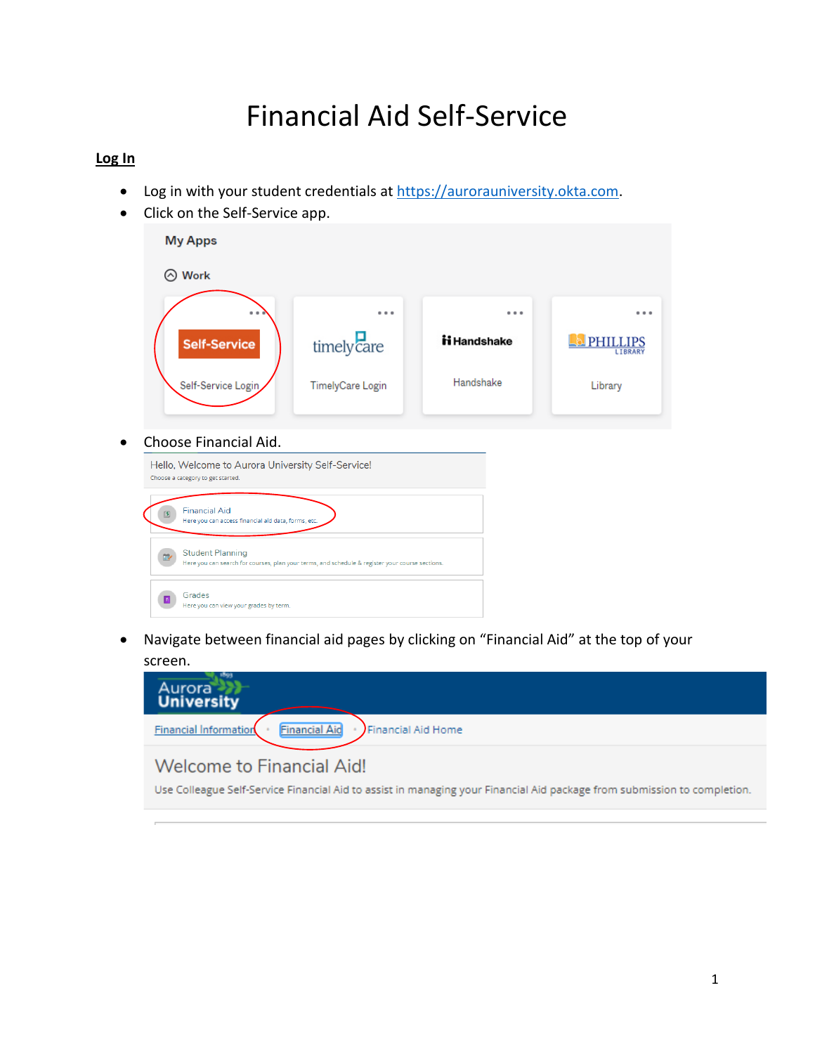# Financial Aid Self-Service

**Log In**

- Log in with your student credentials at [https://aurorauniversity.okta.com](https://aurorauniversity.okta.com).
- Click on the Self-Service app.
- Choose Financial Aid.
- Navigate between financial aid pages by clicking on "Financial Aid" at the top of your screen.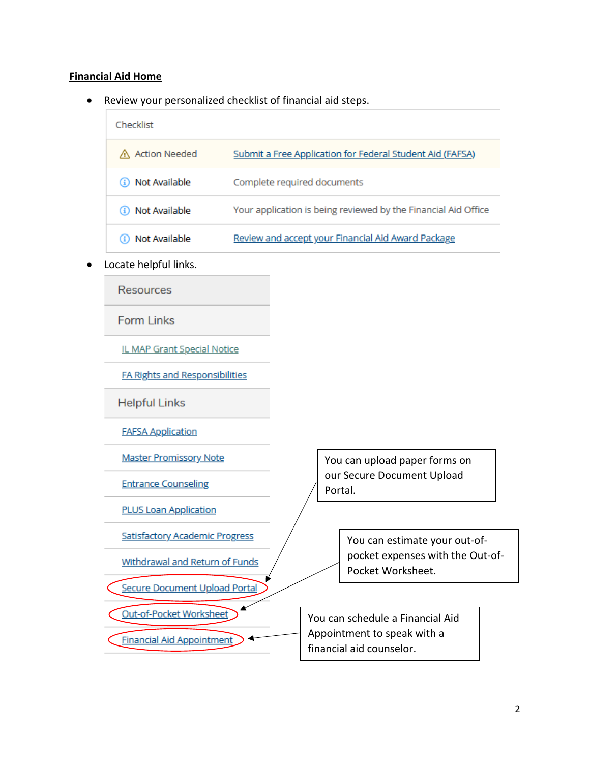**Financial Aid Home**

- Review your personalized checklist of financial aid steps.

| Checklist | |
|---|---|
| ⚠ Action Needed | Submit a Free Application for Federal Student Aid (FAFSA) |
| ⓘ Not Available | Complete required documents |
| ⓘ Not Available | Your application is being reviewed by the Financial Aid Office |
| ⓘ Not Available | Review and accept your Financial Aid Award Package |

- Locate helpful links.

**Resources**

**Form Links**

- IL MAP Grant Special Notice
- FA Rights and Responsibilities

**Helpful Links**

- FAFSA Application
- Master Promissory Note
- Entrance Counseling
- PLUS Loan Application
- Satisfactory Academic Progress
- Withdrawal and Return of Funds
- Secure Document Upload Portal
- Out-of-Pocket Worksheet
- Financial Aid Appointment

You can upload paper forms on our Secure Document Upload Portal.

You can estimate your out-of-pocket expenses with the Out-of-Pocket Worksheet.

You can schedule a Financial Aid Appointment to speak with a financial aid counselor.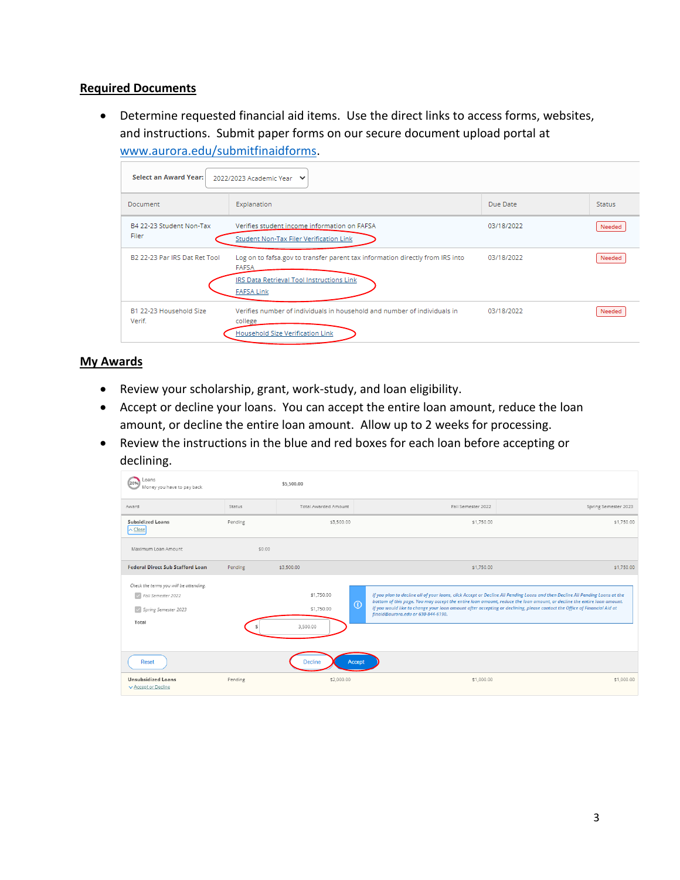## Required Documents

- Determine requested financial aid items. Use the direct links to access forms, websites, and instructions. Submit paper forms on our secure document upload portal at www.aurora.edu/submitfinaidforms.

Select an Award Year: 2022/2023 Academic Year

| Document | Explanation | Due Date | Status |
|---|---|---|---|
| B4 22-23 Student Non-Tax Filer | Verifies student income information on FAFSA<br>Student Non-Tax Filer Verification Link | 03/18/2022 | Needed |
| B2 22-23 Par IRS Dat Ret Tool | Log on to fafsa.gov to transfer parent tax information directly from IRS into FAFSA<br>IRS Data Retrieval Tool Instructions Link<br>FAFSA Link | 03/18/2022 | Needed |
| B1 22-23 Household Size Verif. | Verifies number of individuals in household and number of individuals in college<br>Household Size Verification Link | 03/18/2022 | Needed |

## My Awards

- Review your scholarship, grant, work-study, and loan eligibility.
- Accept or decline your loans. You can accept the entire loan amount, reduce the loan amount, or decline the entire loan amount. Allow up to 2 weeks for processing.
- Review the instructions in the blue and red boxes for each loan before accepting or declining.

Loans – Money you have to pay back (20%) – $5,500.00

| Award | Status | Total Awarded Amount | Fall Semester 2022 | Spring Semester 2023 |
|---|---|---|---|---|
| Subsidized Loans (Close) | Pending | $3,500.00 | $1,750.00 | $1,750.00 |
| Maximum Loan Amount | $0.00 | | | |
| Federal Direct Sub Stafford Loan | Pending | $3,500.00 | $1,750.00 | $1,750.00 |
| Unsubsidized Loans (Accept or Decline) | Pending | $2,000.00 | $1,000.00 | $1,000.00 |

Check the terms you will be attending.

- Fall Semester 2022 — $1,750.00
- Spring Semester 2023 — $1,750.00
- Total — $ 3,500.00

*If you plan to decline all of your loans, click Accept or Decline All Pending Loans and then Decline All Pending Loans at the bottom of this page. You may accept the entire loan amount, reduce the loan amount, or decline the entire loan amount. If you would like to change your loan amount after accepting or declining, please contact the Office of Financial Aid at finaid@aurora.edu or 630-844-6190.*

Reset | Decline | Accept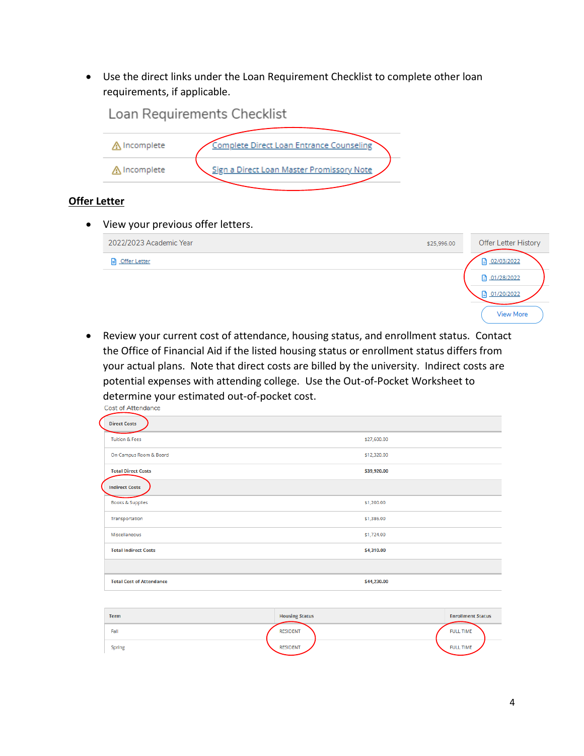- Use the direct links under the Loan Requirement Checklist to complete other loan requirements, if applicable.

Loan Requirements Checklist

| | |
|---|---|
| ⚠ Incomplete | Complete Direct Loan Entrance Counseling |
| ⚠ Incomplete | Sign a Direct Loan Master Promissory Note |

## Offer Letter

- View your previous offer letters.

| 2022/2023 Academic Year | $25,996.00 | Offer Letter History |
|---|---|---|
| Offer Letter | | 02/03/2022 |
| | | 01/28/2022 |
| | | 01/20/2022 |
| | | View More |

- Review your current cost of attendance, housing status, and enrollment status. Contact the Office of Financial Aid if the listed housing status or enrollment status differs from your actual plans. Note that direct costs are billed by the university. Indirect costs are potential expenses with attending college. Use the Out-of-Pocket Worksheet to determine your estimated out-of-pocket cost.

Cost of Attendance

| **Direct Costs** | |
|---|---|
| Tuition & Fees | $27,600.00 |
| On-Campus Room & Board | $12,320.00 |
| **Total Direct Costs** | **$39,920.00** |
| **Indirect Costs** | |
| Books & Supplies | $1,200.00 |
| Transportation | $1,386.00 |
| Miscellaneous | $1,724.00 |
| **Total Indirect Costs** | **$4,310.00** |
| | |
| **Total Cost of Attendance** | **$44,230.00** |

| Term | Housing Status | Enrollment Status |
|---|---|---|
| Fall | RESIDENT | FULL TIME |
| Spring | RESIDENT | FULL TIME |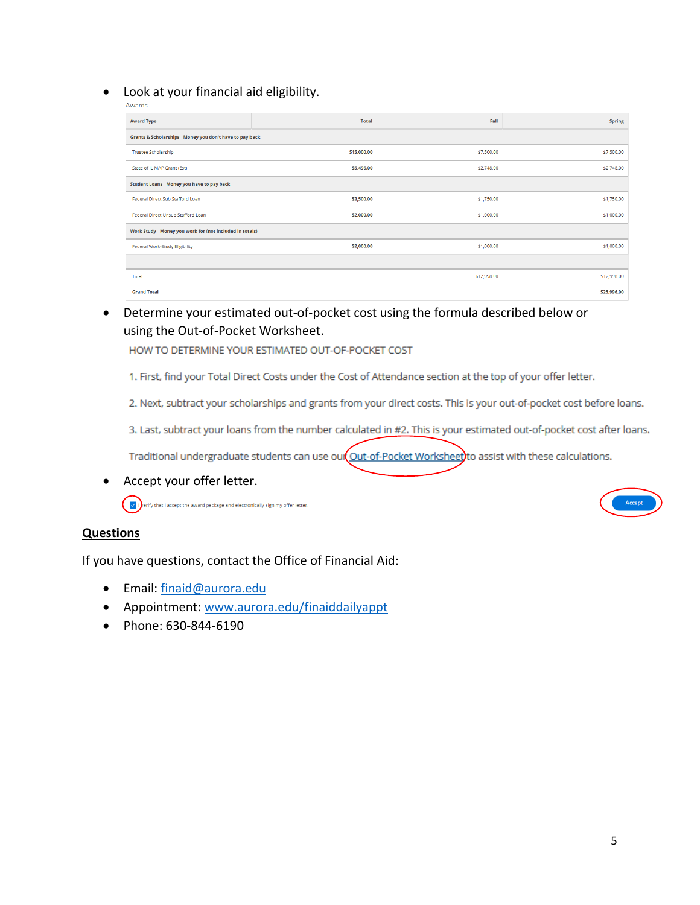- Look at your financial aid eligibility.

Awards

| Award Type | Total | Fall | Spring |
|---|---|---|---|
| Grants & Scholarships - Money you don't have to pay back | | | |
| Trustee Scholarship | $15,000.00 | $7,500.00 | $7,500.00 |
| State of IL MAP Grant (Est) | $5,496.00 | $2,748.00 | $2,748.00 |
| Student Loans - Money you have to pay back | | | |
| Federal Direct Sub Stafford Loan | $3,500.00 | $1,750.00 | $1,750.00 |
| Federal Direct Unsub Stafford Loan | $2,000.00 | $1,000.00 | $1,000.00 |
| Work Study - Money you work for (not included in totals) | | | |
| Federal Work-Study Eligibility | $2,000.00 | $1,000.00 | $1,000.00 |
| | | | |
| Total | | $12,998.00 | $12,998.00 |
| Grand Total | | | $25,996.00 |

- Determine your estimated out-of-pocket cost using the formula described below or using the Out-of-Pocket Worksheet.

HOW TO DETERMINE YOUR ESTIMATED OUT-OF-POCKET COST

1. First, find your Total Direct Costs under the Cost of Attendance section at the top of your offer letter.
2. Next, subtract your scholarships and grants from your direct costs. This is your out-of-pocket cost before loans.
3. Last, subtract your loans from the number calculated in #2. This is your estimated out-of-pocket cost after loans.

Traditional undergraduate students can use our Out-of-Pocket Worksheet to assist with these calculations.

- Accept your offer letter.

☑ I verify that I accept the award package and electronically sign my offer letter. Accept

## Questions

If you have questions, contact the Office of Financial Aid:

- Email: finaid@aurora.edu
- Appointment: www.aurora.edu/finaiddailyappt
- Phone: 630-844-6190